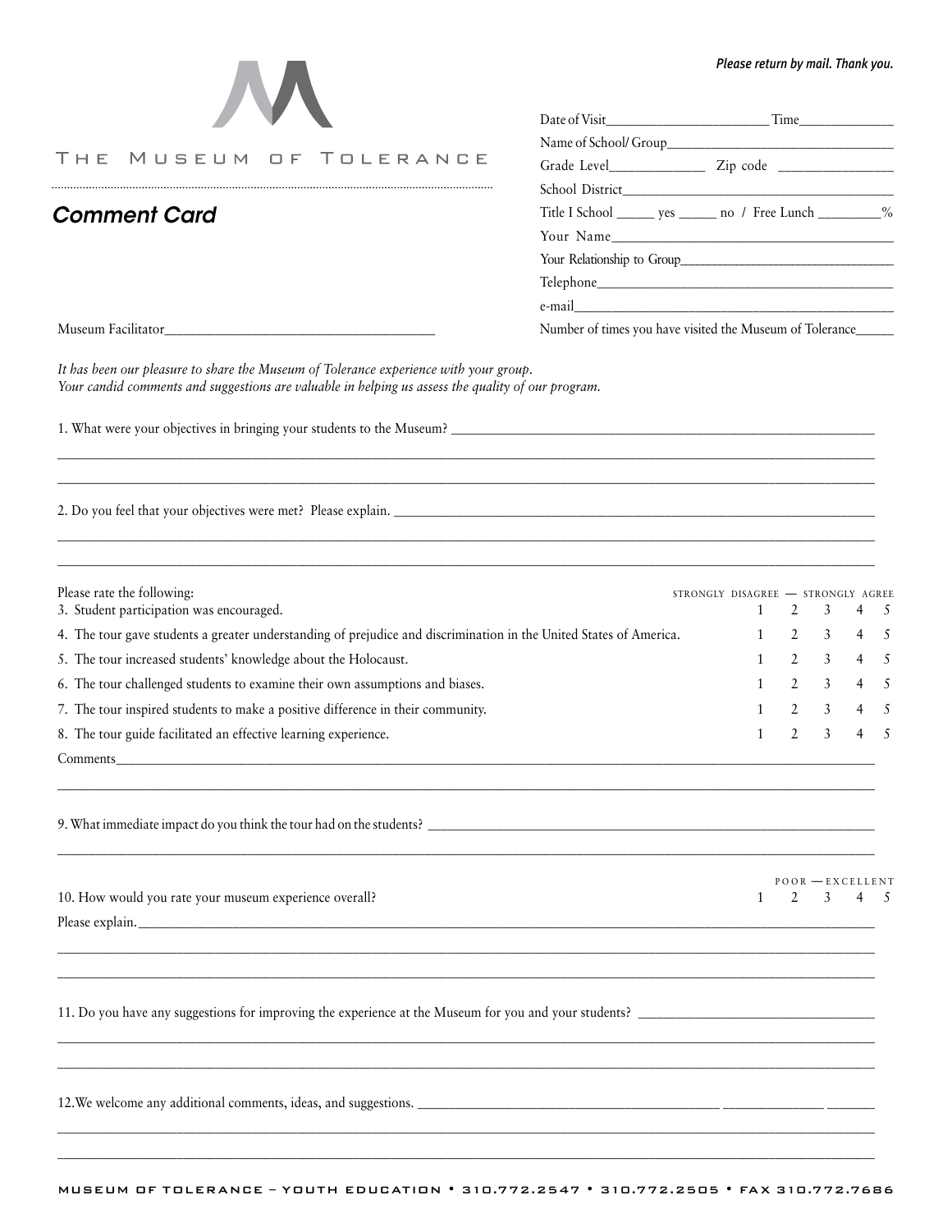*Please return by mail. Thank you.*

# The Museum of Tolerance

## *Comment Card*

Date of Visit________________________ Time______________

Name of School/ Group__________________________________

Grade Level______________ Zip code ________________

School District_________________________________________

Title I School ______ yes ______ no / Free Lunch _________%

Your Name_____________________________________________

Your Relationship to Group______________________________

Telephone_____________________________________________

e-mail_________________________________________________

Museum Facilitator_______________________________________

Number of times you have visited the Museum of Tolerance_____

*It has been our pleasure to share the Museum of Tolerance experience with your group. Your candid comments and suggestions are valuable in helping us assess the quality of our program.*

1. What were your objectives in bringing your students to the Museum? ________________________________________________

_____________________________________________________________________________________________

_____________________________________________________________________________________________

2. Do you feel that your objectives were met? Please explain. ______________________________________________________

_____________________________________________________________________________________________

_____________________________________________________________________________________________

| Please rate the following: | STRONGLY DISAGREE — STRONGLY AGREE | | | | |
|---|---|---|---|---|---|
| 3. Student participation was encouraged. | 1 | 2 | 3 | 4 | 5 |
| 4. The tour gave students a greater understanding of prejudice and discrimination in the United States of America. | 1 | 2 | 3 | 4 | 5 |
| 5. The tour increased students' knowledge about the Holocaust. | 1 | 2 | 3 | 4 | 5 |
| 6. The tour challenged students to examine their own assumptions and biases. | 1 | 2 | 3 | 4 | 5 |
| 7. The tour inspired students to make a positive difference in their community. | 1 | 2 | 3 | 4 | 5 |
| 8. The tour guide facilitated an effective learning experience. | 1 | 2 | 3 | 4 | 5 |

Comments_____________________________________________________________________________________

_____________________________________________________________________________________________

9. What immediate impact do you think the tour had on the students? ___________________________________________________

_____________________________________________________________________________________________

| | POOR — EXCELLENT | | | | |
|---|---|---|---|---|---|
| 10. How would you rate your museum experience overall? | 1 | 2 | 3 | 4 | 5 |

Please explain.________________________________________________________________________________

_____________________________________________________________________________________________

_____________________________________________________________________________________________

11. Do you have any suggestions for improving the experience at the Museum for you and your students? _________________________

_____________________________________________________________________________________________

_____________________________________________________________________________________________

12. We welcome any additional comments, ideas, and suggestions. ________________________________________________

_____________________________________________________________________________________________

_____________________________________________________________________________________________

MUSEUM OF TOLERANCE – YOUTH EDUCATION • 310.772.2547 • 310.772.2505 • FAX 310.772.7686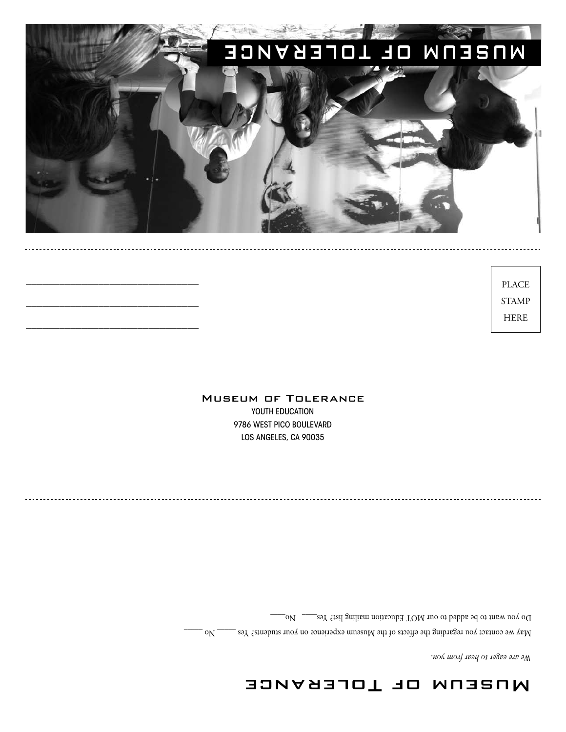MUSEUM OF TOLERANCE

\_\_\_\_\_\_\_\_\_\_\_\_\_\_\_\_\_\_\_\_\_\_\_\_\_\_\_\_\_\_\_\_\_\_\_\_

\_\_\_\_\_\_\_\_\_\_\_\_\_\_\_\_\_\_\_\_\_\_\_\_\_\_\_\_\_\_\_\_\_\_\_\_

\_\_\_\_\_\_\_\_\_\_\_\_\_\_\_\_\_\_\_\_\_\_\_\_\_\_\_\_\_\_\_\_\_\_\_\_

PLACE
STAMP
HERE

MUSEUM OF TOLERANCE
YOUTH EDUCATION
9786 WEST PICO BOULEVARD
LOS ANGELES, CA 90035

# MUSEUM OF TOLERANCE

*We are eager to hear from you.*

May we contact you regarding the effects of the Museum experience on your students? Yes \_\_\_\_ No \_\_\_\_

Do you want to be added to our MOT Education mailing list? Yes\_\_\_\_ No\_\_\_\_